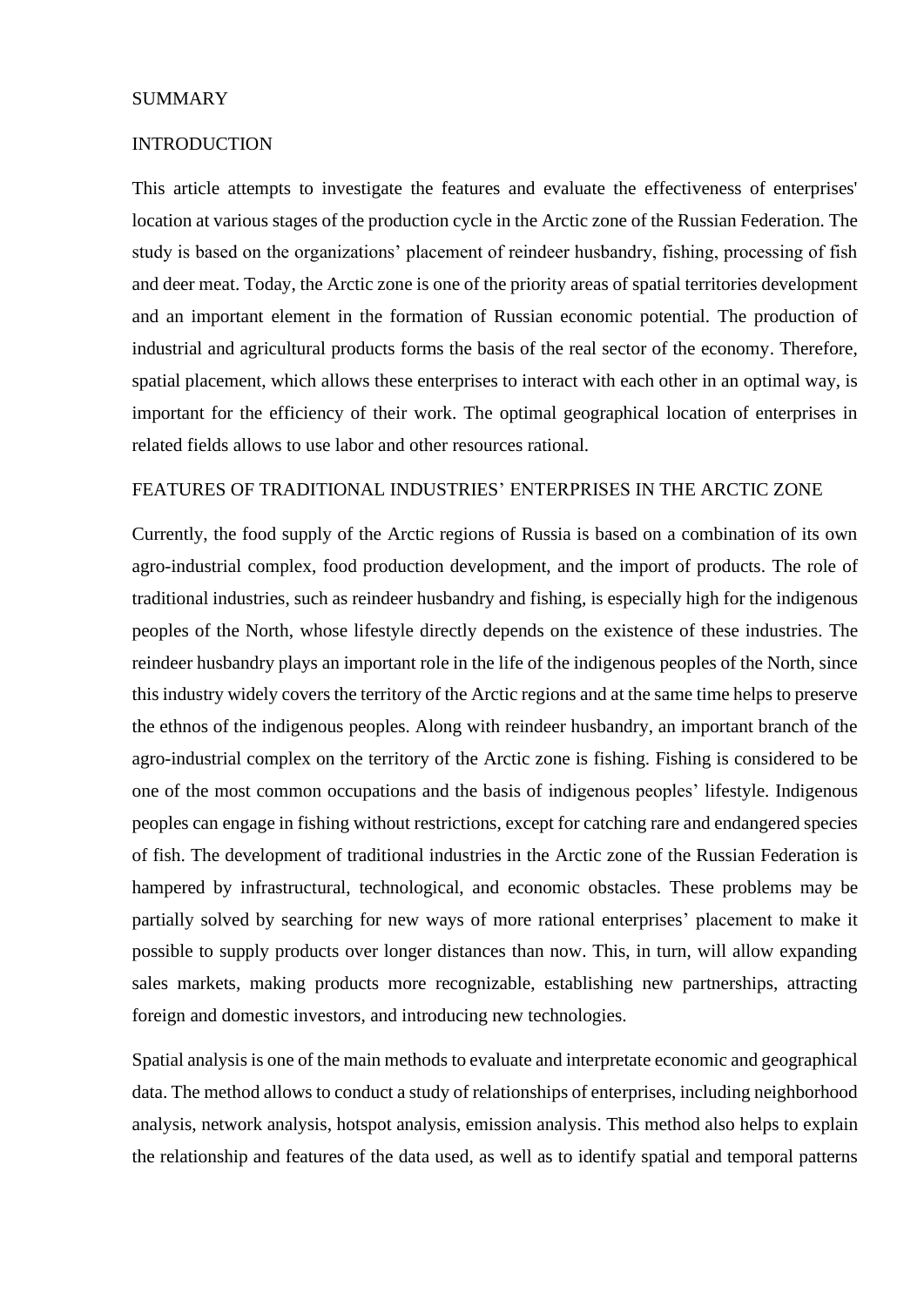# SUMMARY

## INTRODUCTION

This article attempts to investigate the features and evaluate the effectiveness of enterprises' location at various stages of the production cycle in the Arctic zone of the Russian Federation. The study is based on the organizations' placement of reindeer husbandry, fishing, processing of fish and deer meat. Today, the Arctic zone is one of the priority areas of spatial territories development and an important element in the formation of Russian economic potential. The production of industrial and agricultural products forms the basis of the real sector of the economy. Therefore, spatial placement, which allows these enterprises to interact with each other in an optimal way, is important for the efficiency of their work. The optimal geographical location of enterprises in related fields allows to use labor and other resources rational.

## FEATURES OF TRADITIONAL INDUSTRIES' ENTERPRISES IN THE ARCTIC ZONE

Currently, the food supply of the Arctic regions of Russia is based on a combination of its own agro-industrial complex, food production development, and the import of products. The role of traditional industries, such as reindeer husbandry and fishing, is especially high for the indigenous peoples of the North, whose lifestyle directly depends on the existence of these industries. The reindeer husbandry plays an important role in the life of the indigenous peoples of the North, since this industry widely covers the territory of the Arctic regions and at the same time helps to preserve the ethnos of the indigenous peoples. Along with reindeer husbandry, an important branch of the agro-industrial complex on the territory of the Arctic zone is fishing. Fishing is considered to be one of the most common occupations and the basis of indigenous peoples' lifestyle. Indigenous peoples can engage in fishing without restrictions, except for catching rare and endangered species of fish. The development of traditional industries in the Arctic zone of the Russian Federation is hampered by infrastructural, technological, and economic obstacles. These problems may be partially solved by searching for new ways of more rational enterprises' placement to make it possible to supply products over longer distances than now. This, in turn, will allow expanding sales markets, making products more recognizable, establishing new partnerships, attracting foreign and domestic investors, and introducing new technologies.

Spatial analysis is one of the main methods to evaluate and interpretate economic and geographical data. The method allows to conduct a study of relationships of enterprises, including neighborhood analysis, network analysis, hotspot analysis, emission analysis. This method also helps to explain the relationship and features of the data used, as well as to identify spatial and temporal patterns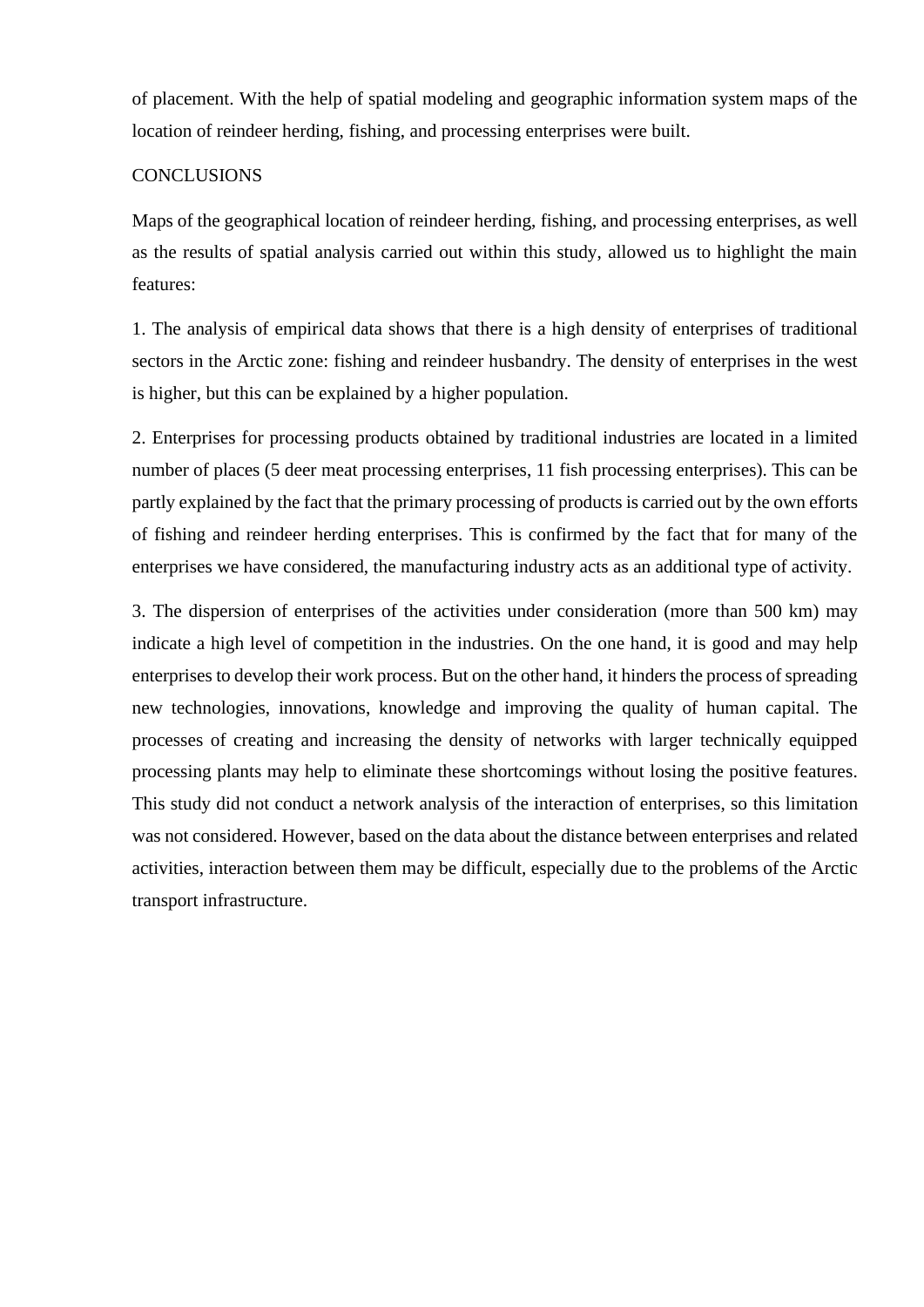of placement. With the help of spatial modeling and geographic information system maps of the location of reindeer herding, fishing, and processing enterprises were built.

## CONCLUSIONS

Maps of the geographical location of reindeer herding, fishing, and processing enterprises, as well as the results of spatial analysis carried out within this study, allowed us to highlight the main features:

1. The analysis of empirical data shows that there is a high density of enterprises of traditional sectors in the Arctic zone: fishing and reindeer husbandry. The density of enterprises in the west is higher, but this can be explained by a higher population.

2. Enterprises for processing products obtained by traditional industries are located in a limited number of places (5 deer meat processing enterprises, 11 fish processing enterprises). This can be partly explained by the fact that the primary processing of products is carried out by the own efforts of fishing and reindeer herding enterprises. This is confirmed by the fact that for many of the enterprises we have considered, the manufacturing industry acts as an additional type of activity.

3. The dispersion of enterprises of the activities under consideration (more than 500 km) may indicate a high level of competition in the industries. On the one hand, it is good and may help enterprises to develop their work process. But on the other hand, it hinders the process of spreading new technologies, innovations, knowledge and improving the quality of human capital. The processes of creating and increasing the density of networks with larger technically equipped processing plants may help to eliminate these shortcomings without losing the positive features. This study did not conduct a network analysis of the interaction of enterprises, so this limitation was not considered. However, based on the data about the distance between enterprises and related activities, interaction between them may be difficult, especially due to the problems of the Arctic transport infrastructure.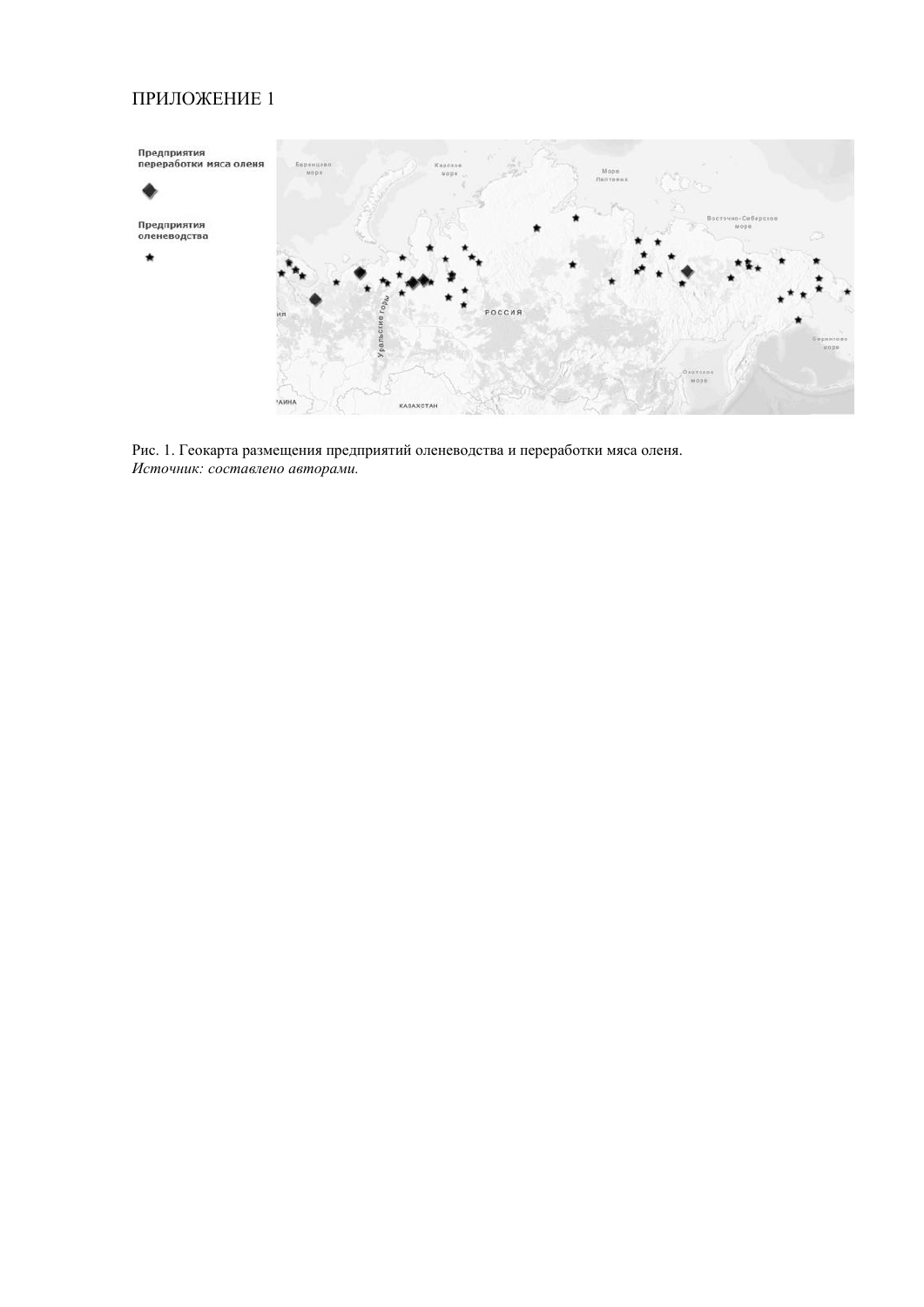ПРИЛОЖЕНИЕ 1

Предприятия переработки мяса оленя

Предприятия оленеводства

Баренцево море

Карское море

Море Лаптевых

Восточно-Сибирское море

Уральские горы

РОССИЯ

Берингово море

Охотское море

КАЗАХСТАН

Рис. 1. Геокарта размещения предприятий оленеводства и переработки мяса оленя.
*Источник: составлено авторами.*